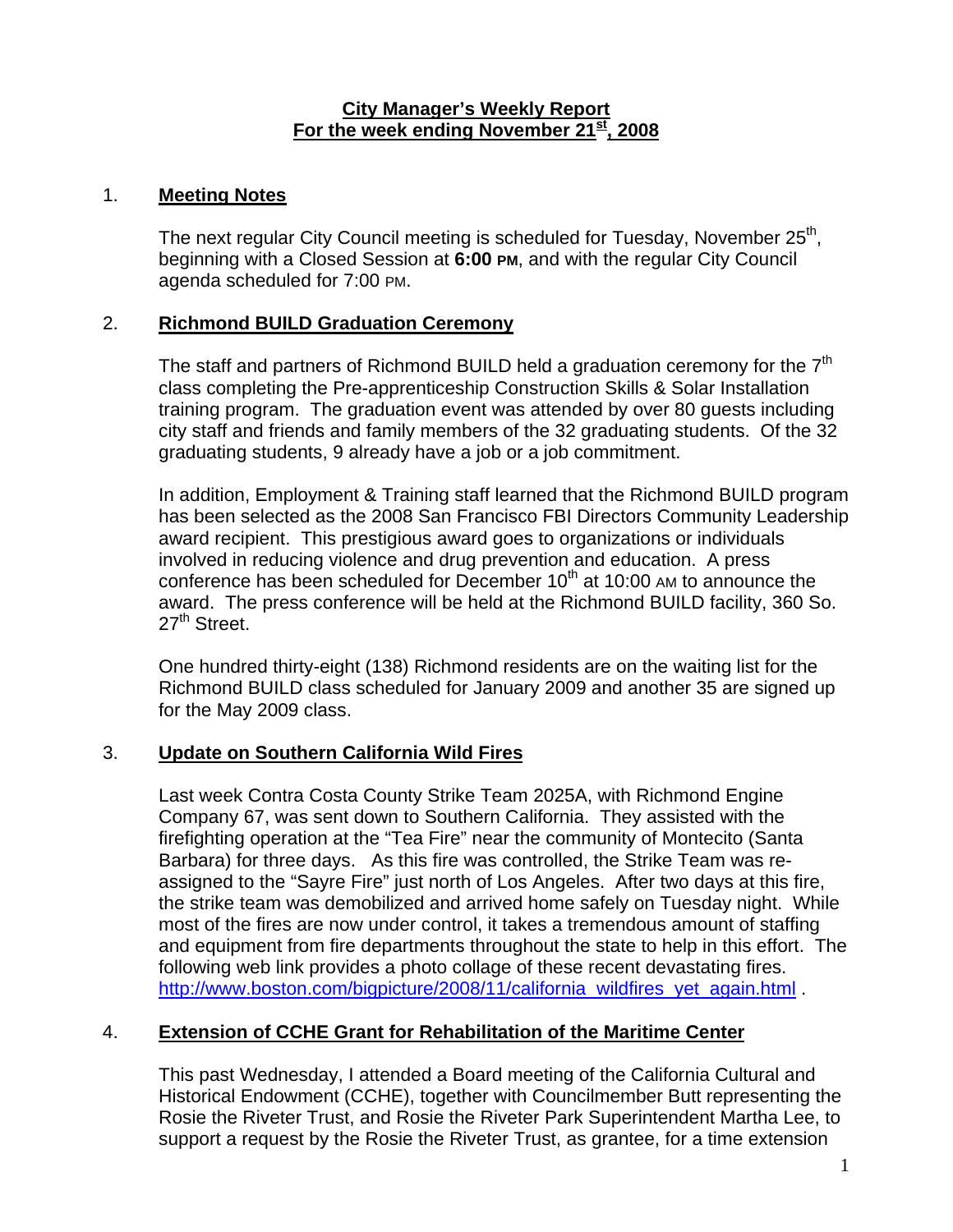# City Manager's Weekly Report
## For the week ending November 21st, 2008

## 1. Meeting Notes

The next regular City Council meeting is scheduled for Tuesday, November 25th, beginning with a Closed Session at **6:00 PM**, and with the regular City Council agenda scheduled for 7:00 PM.

## 2. Richmond BUILD Graduation Ceremony

The staff and partners of Richmond BUILD held a graduation ceremony for the 7th class completing the Pre-apprenticeship Construction Skills & Solar Installation training program. The graduation event was attended by over 80 guests including city staff and friends and family members of the 32 graduating students. Of the 32 graduating students, 9 already have a job or a job commitment.

In addition, Employment & Training staff learned that the Richmond BUILD program has been selected as the 2008 San Francisco FBI Directors Community Leadership award recipient. This prestigious award goes to organizations or individuals involved in reducing violence and drug prevention and education. A press conference has been scheduled for December 10th at 10:00 AM to announce the award. The press conference will be held at the Richmond BUILD facility, 360 So. 27th Street.

One hundred thirty-eight (138) Richmond residents are on the waiting list for the Richmond BUILD class scheduled for January 2009 and another 35 are signed up for the May 2009 class.

## 3. Update on Southern California Wild Fires

Last week Contra Costa County Strike Team 2025A, with Richmond Engine Company 67, was sent down to Southern California. They assisted with the firefighting operation at the "Tea Fire" near the community of Montecito (Santa Barbara) for three days. As this fire was controlled, the Strike Team was re-assigned to the "Sayre Fire" just north of Los Angeles. After two days at this fire, the strike team was demobilized and arrived home safely on Tuesday night. While most of the fires are now under control, it takes a tremendous amount of staffing and equipment from fire departments throughout the state to help in this effort. The following web link provides a photo collage of these recent devastating fires. http://www.boston.com/bigpicture/2008/11/california_wildfires_yet_again.html .

## 4. Extension of CCHE Grant for Rehabilitation of the Maritime Center

This past Wednesday, I attended a Board meeting of the California Cultural and Historical Endowment (CCHE), together with Councilmember Butt representing the Rosie the Riveter Trust, and Rosie the Riveter Park Superintendent Martha Lee, to support a request by the Rosie the Riveter Trust, as grantee, for a time extension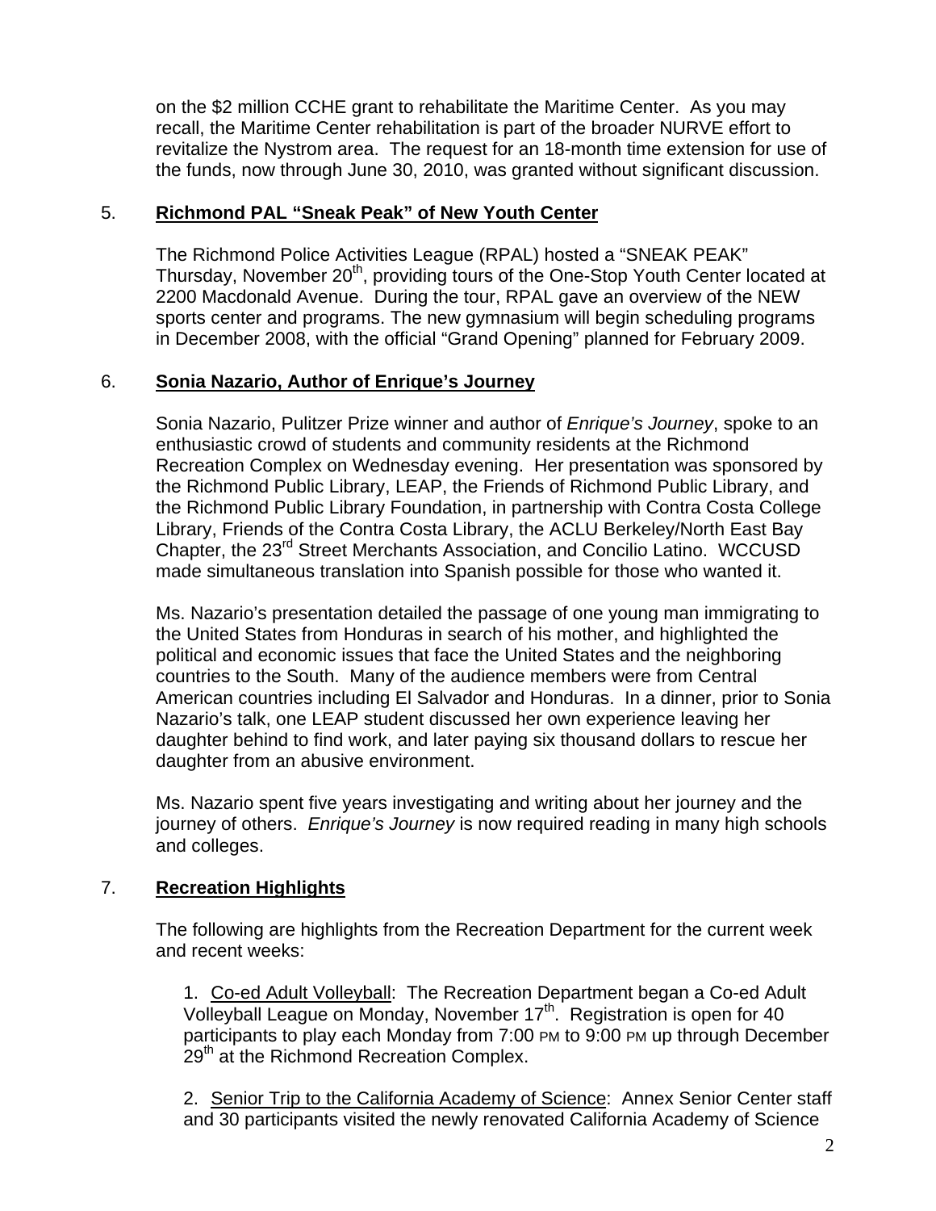on the $2 million CCHE grant to rehabilitate the Maritime Center. As you may recall, the Maritime Center rehabilitation is part of the broader NURVE effort to revitalize the Nystrom area. The request for an 18-month time extension for use of the funds, now through June 30, 2010, was granted without significant discussion.

5. **Richmond PAL "Sneak Peak" of New Youth Center**

The Richmond Police Activities League (RPAL) hosted a "SNEAK PEAK" Thursday, November 20th, providing tours of the One-Stop Youth Center located at 2200 Macdonald Avenue. During the tour, RPAL gave an overview of the NEW sports center and programs. The new gymnasium will begin scheduling programs in December 2008, with the official "Grand Opening" planned for February 2009.

6. **Sonia Nazario, Author of Enrique's Journey**

Sonia Nazario, Pulitzer Prize winner and author of *Enrique's Journey*, spoke to an enthusiastic crowd of students and community residents at the Richmond Recreation Complex on Wednesday evening. Her presentation was sponsored by the Richmond Public Library, LEAP, the Friends of Richmond Public Library, and the Richmond Public Library Foundation, in partnership with Contra Costa College Library, Friends of the Contra Costa Library, the ACLU Berkeley/North East Bay Chapter, the 23rd Street Merchants Association, and Concilio Latino. WCCUSD made simultaneous translation into Spanish possible for those who wanted it.

Ms. Nazario's presentation detailed the passage of one young man immigrating to the United States from Honduras in search of his mother, and highlighted the political and economic issues that face the United States and the neighboring countries to the South. Many of the audience members were from Central American countries including El Salvador and Honduras. In a dinner, prior to Sonia Nazario's talk, one LEAP student discussed her own experience leaving her daughter behind to find work, and later paying six thousand dollars to rescue her daughter from an abusive environment.

Ms. Nazario spent five years investigating and writing about her journey and the journey of others. *Enrique's Journey* is now required reading in many high schools and colleges.

7. **Recreation Highlights**

The following are highlights from the Recreation Department for the current week and recent weeks:

1. Co-ed Adult Volleyball: The Recreation Department began a Co-ed Adult Volleyball League on Monday, November 17th. Registration is open for 40 participants to play each Monday from 7:00 PM to 9:00 PM up through December 29th at the Richmond Recreation Complex.

2. Senior Trip to the California Academy of Science: Annex Senior Center staff and 30 participants visited the newly renovated California Academy of Science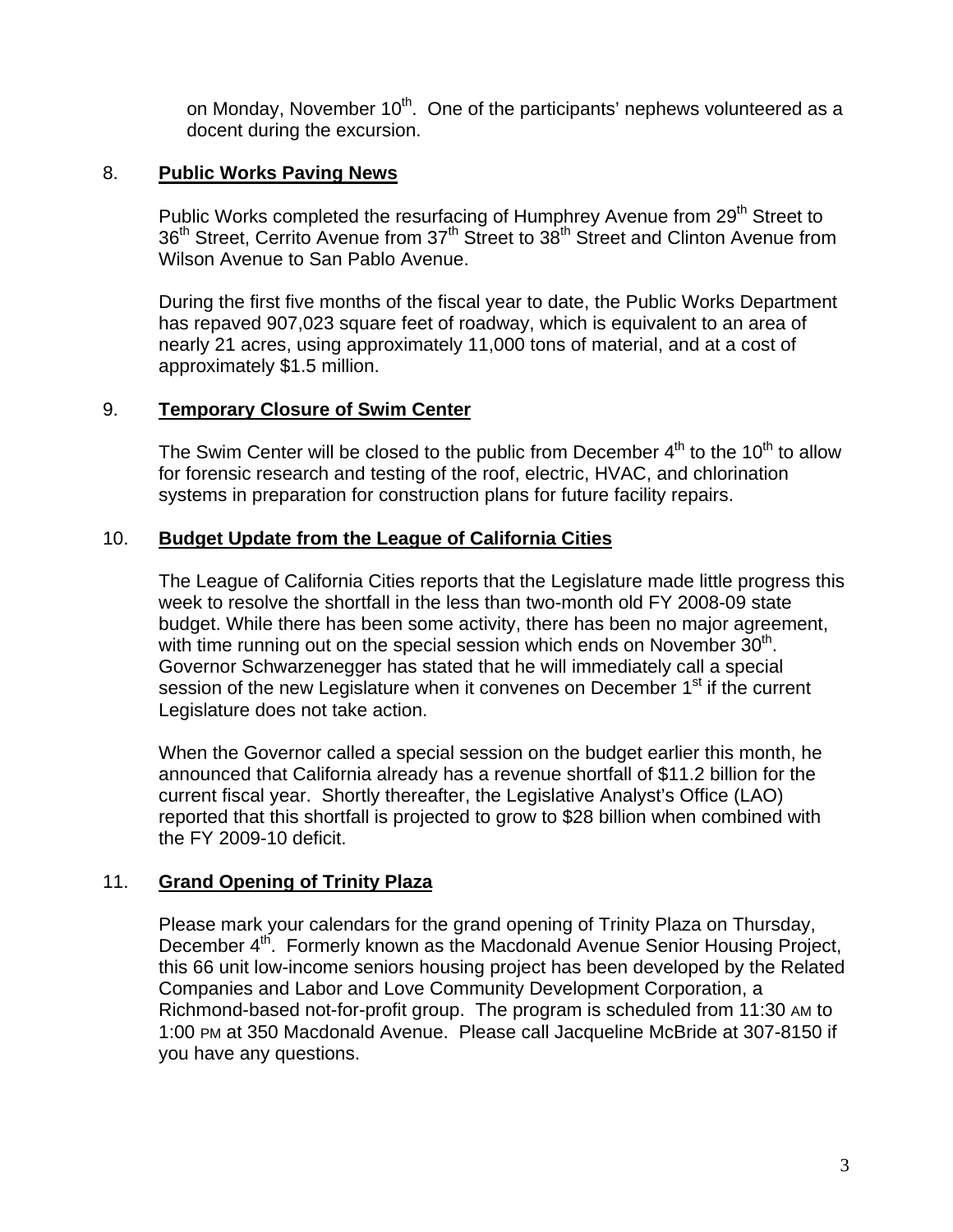on Monday, November 10th. One of the participants' nephews volunteered as a docent during the excursion.

8. **Public Works Paving News**

Public Works completed the resurfacing of Humphrey Avenue from 29th Street to 36th Street, Cerrito Avenue from 37th Street to 38th Street and Clinton Avenue from Wilson Avenue to San Pablo Avenue.

During the first five months of the fiscal year to date, the Public Works Department has repaved 907,023 square feet of roadway, which is equivalent to an area of nearly 21 acres, using approximately 11,000 tons of material, and at a cost of approximately $1.5 million.

9. **Temporary Closure of Swim Center**

The Swim Center will be closed to the public from December 4th to the 10th to allow for forensic research and testing of the roof, electric, HVAC, and chlorination systems in preparation for construction plans for future facility repairs.

10. **Budget Update from the League of California Cities**

The League of California Cities reports that the Legislature made little progress this week to resolve the shortfall in the less than two-month old FY 2008-09 state budget. While there has been some activity, there has been no major agreement, with time running out on the special session which ends on November 30th. Governor Schwarzenegger has stated that he will immediately call a special session of the new Legislature when it convenes on December 1st if the current Legislature does not take action.

When the Governor called a special session on the budget earlier this month, he announced that California already has a revenue shortfall of $11.2 billion for the current fiscal year. Shortly thereafter, the Legislative Analyst's Office (LAO) reported that this shortfall is projected to grow to $28 billion when combined with the FY 2009-10 deficit.

11. **Grand Opening of Trinity Plaza**

Please mark your calendars for the grand opening of Trinity Plaza on Thursday, December 4th. Formerly known as the Macdonald Avenue Senior Housing Project, this 66 unit low-income seniors housing project has been developed by the Related Companies and Labor and Love Community Development Corporation, a Richmond-based not-for-profit group. The program is scheduled from 11:30 AM to 1:00 PM at 350 Macdonald Avenue. Please call Jacqueline McBride at 307-8150 if you have any questions.